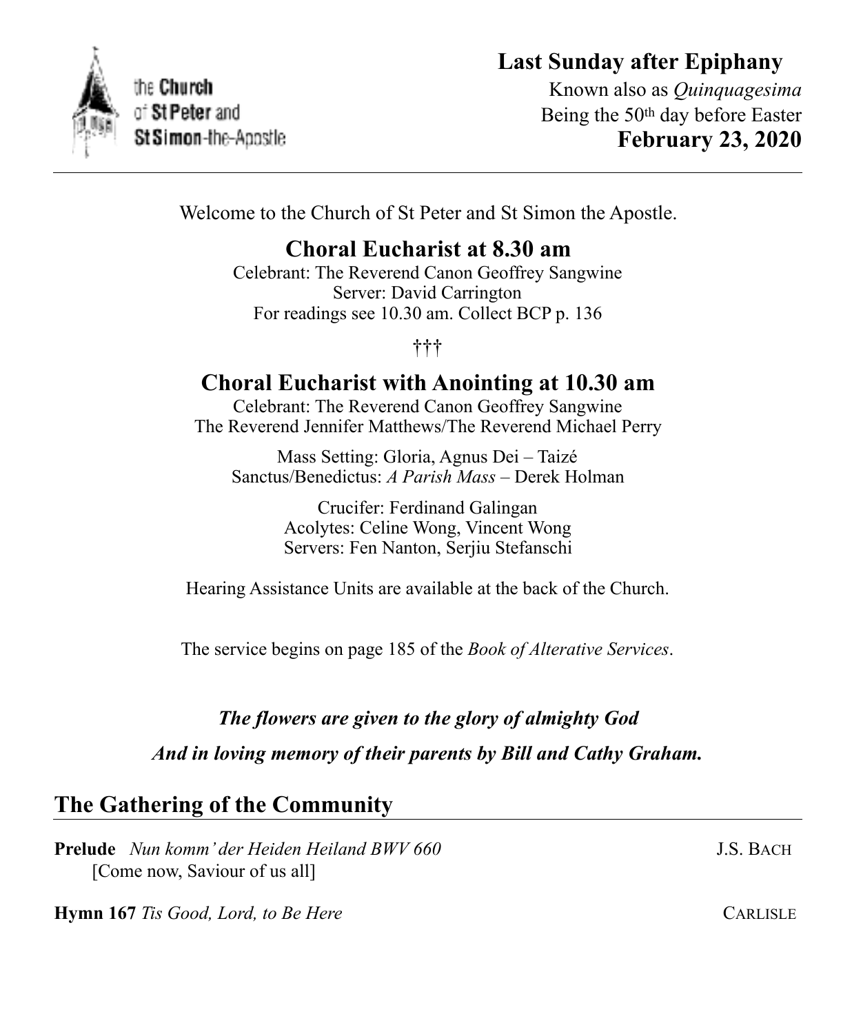the Church of St Peter and St Simon-the-Apostle

# Last Sunday after Epiphany

Known also as *Quinquagesima*
Being the 50th day before Easter
**February 23, 2020**

---

Welcome to the Church of St Peter and St Simon the Apostle.

## Choral Eucharist at 8.30 am

Celebrant: The Reverend Canon Geoffrey Sangwine
Server: David Carrington
For readings see 10.30 am. Collect BCP p. 136

†††

## Choral Eucharist with Anointing at 10.30 am

Celebrant: The Reverend Canon Geoffrey Sangwine
The Reverend Jennifer Matthews/The Reverend Michael Perry

Mass Setting: Gloria, Agnus Dei – Taizé
Sanctus/Benedictus: *A Parish Mass* – Derek Holman

Crucifer: Ferdinand Galingan
Acolytes: Celine Wong, Vincent Wong
Servers: Fen Nanton, Serjiu Stefanschi

Hearing Assistance Units are available at the back of the Church.

The service begins on page 185 of the *Book of Alterative Services*.

***The flowers are given to the glory of almighty God***

***And in loving memory of their parents by Bill and Cathy Graham.***

## The Gathering of the Community

**Prelude** *Nun komm' der Heiden Heiland BWV 660* J.S. BACH
[Come now, Saviour of us all]

**Hymn 167** *Tis Good, Lord, to Be Here* CARLISLE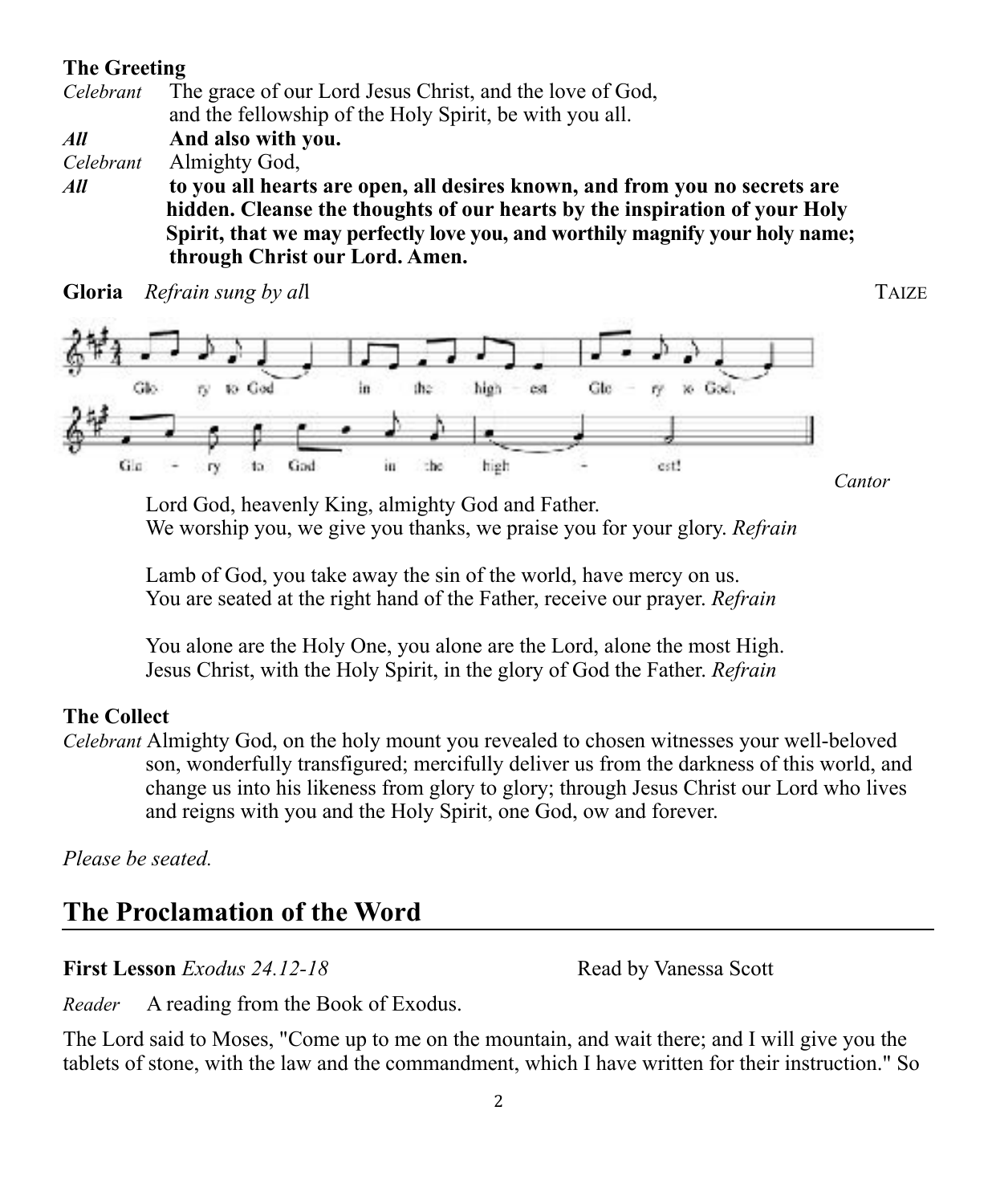**The Greeting**

*Celebrant* The grace of our Lord Jesus Christ, and the love of God, and the fellowship of the Holy Spirit, be with you all.

***All*** **And also with you.**

*Celebrant* Almighty God,

***All*** **to you all hearts are open, all desires known, and from you no secrets are hidden. Cleanse the thoughts of our hearts by the inspiration of your Holy Spirit, that we may perfectly love you, and worthily magnify your holy name; through Christ our Lord. Amen.**

**Gloria** *Refrain sung by al*l TAIZE

Glo - ry to God in the high - est Glo - ry to God, Glo - ry to God in the high - est!

*Cantor*

Lord God, heavenly King, almighty God and Father.
We worship you, we give you thanks, we praise you for your glory. *Refrain*

Lamb of God, you take away the sin of the world, have mercy on us.
You are seated at the right hand of the Father, receive our prayer. *Refrain*

You alone are the Holy One, you alone are the Lord, alone the most High.
Jesus Christ, with the Holy Spirit, in the glory of God the Father. *Refrain*

**The Collect**

*Celebrant* Almighty God, on the holy mount you revealed to chosen witnesses your well-beloved son, wonderfully transfigured; mercifully deliver us from the darkness of this world, and change us into his likeness from glory to glory; through Jesus Christ our Lord who lives and reigns with you and the Holy Spirit, one God, ow and forever.

*Please be seated.*

## The Proclamation of the Word

**First Lesson** *Exodus 24.12-18* Read by Vanessa Scott

*Reader* A reading from the Book of Exodus.

The Lord said to Moses, "Come up to me on the mountain, and wait there; and I will give you the tablets of stone, with the law and the commandment, which I have written for their instruction." So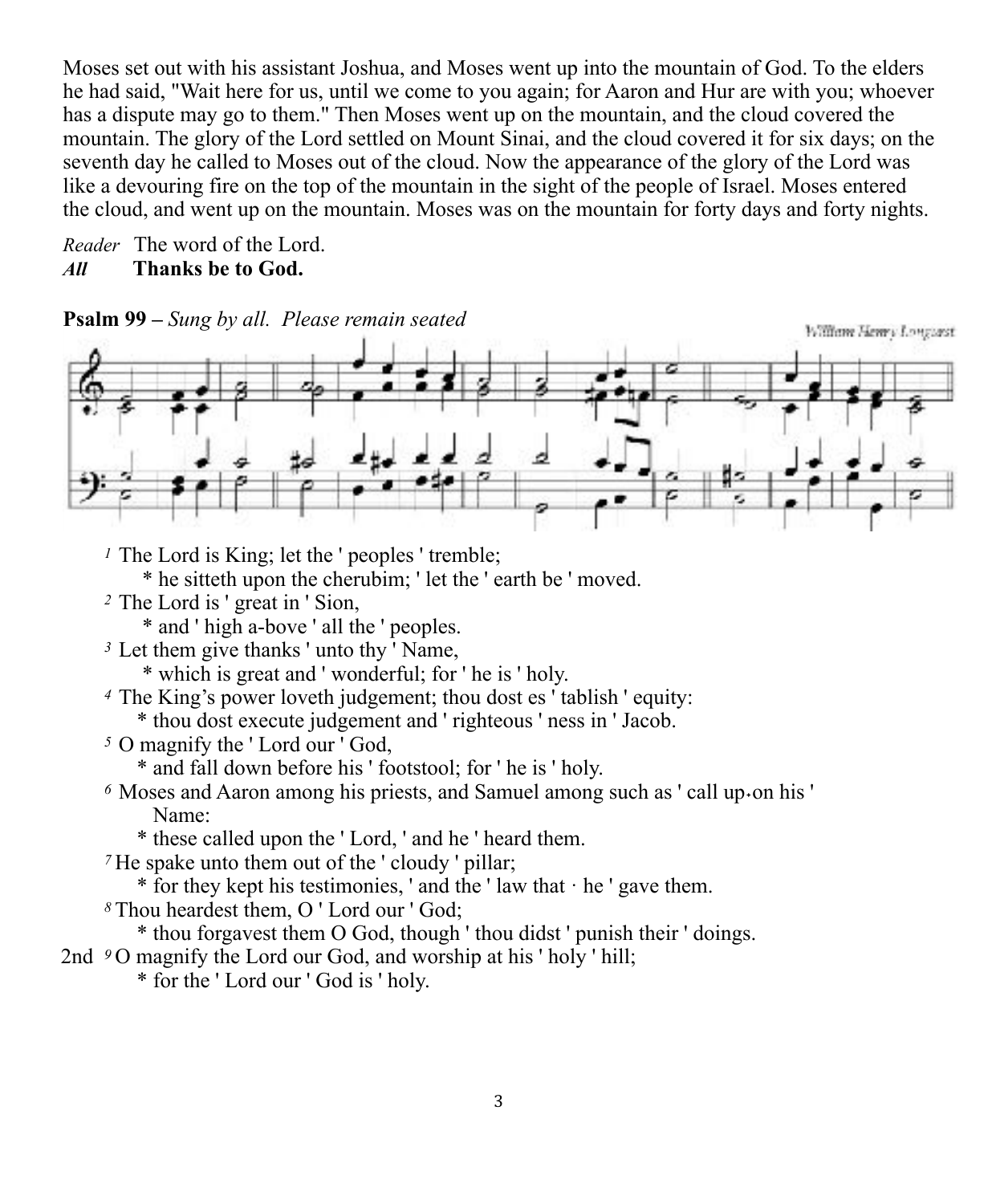Moses set out with his assistant Joshua, and Moses went up into the mountain of God. To the elders he had said, "Wait here for us, until we come to you again; for Aaron and Hur are with you; whoever has a dispute may go to them." Then Moses went up on the mountain, and the cloud covered the mountain. The glory of the Lord settled on Mount Sinai, and the cloud covered it for six days; on the seventh day he called to Moses out of the cloud. Now the appearance of the glory of the Lord was like a devouring fire on the top of the mountain in the sight of the people of Israel. Moses entered the cloud, and went up on the mountain. Moses was on the mountain for forty days and forty nights.

*Reader* The word of the Lord.
***All*** **Thanks be to God.**

**Psalm 99 –** *Sung by all. Please remain seated*

William Henry Longhurst

[1] The Lord is King; let the ' peoples ' tremble;
 * he sitteth upon the cherubim; ' let the ' earth be ' moved.
[2] The Lord is ' great in ' Sion,
 * and ' high a-bove ' all the ' peoples.
[3] Let them give thanks ' unto thy ' Name,
 * which is great and ' wonderful; for ' he is ' holy.
[4] The King's power loveth judgement; thou dost es ' tablish ' equity:
 * thou dost execute judgement and ' righteous ' ness in ' Jacob.
[5] O magnify the ' Lord our ' God,
 * and fall down before his ' footstool; for ' he is ' holy.
[6] Moses and Aaron among his priests, and Samuel among such as ' call up-on his ' Name:
 * these called upon the ' Lord, ' and he ' heard them.
[7] He spake unto them out of the ' cloudy ' pillar;
 * for they kept his testimonies, ' and the ' law that · he ' gave them.
[8] Thou heardest them, O ' Lord our ' God;
 * thou forgavest them O God, though ' thou didst ' punish their ' doings.
2nd [9] O magnify the Lord our God, and worship at his ' holy ' hill;
 * for the ' Lord our ' God is ' holy.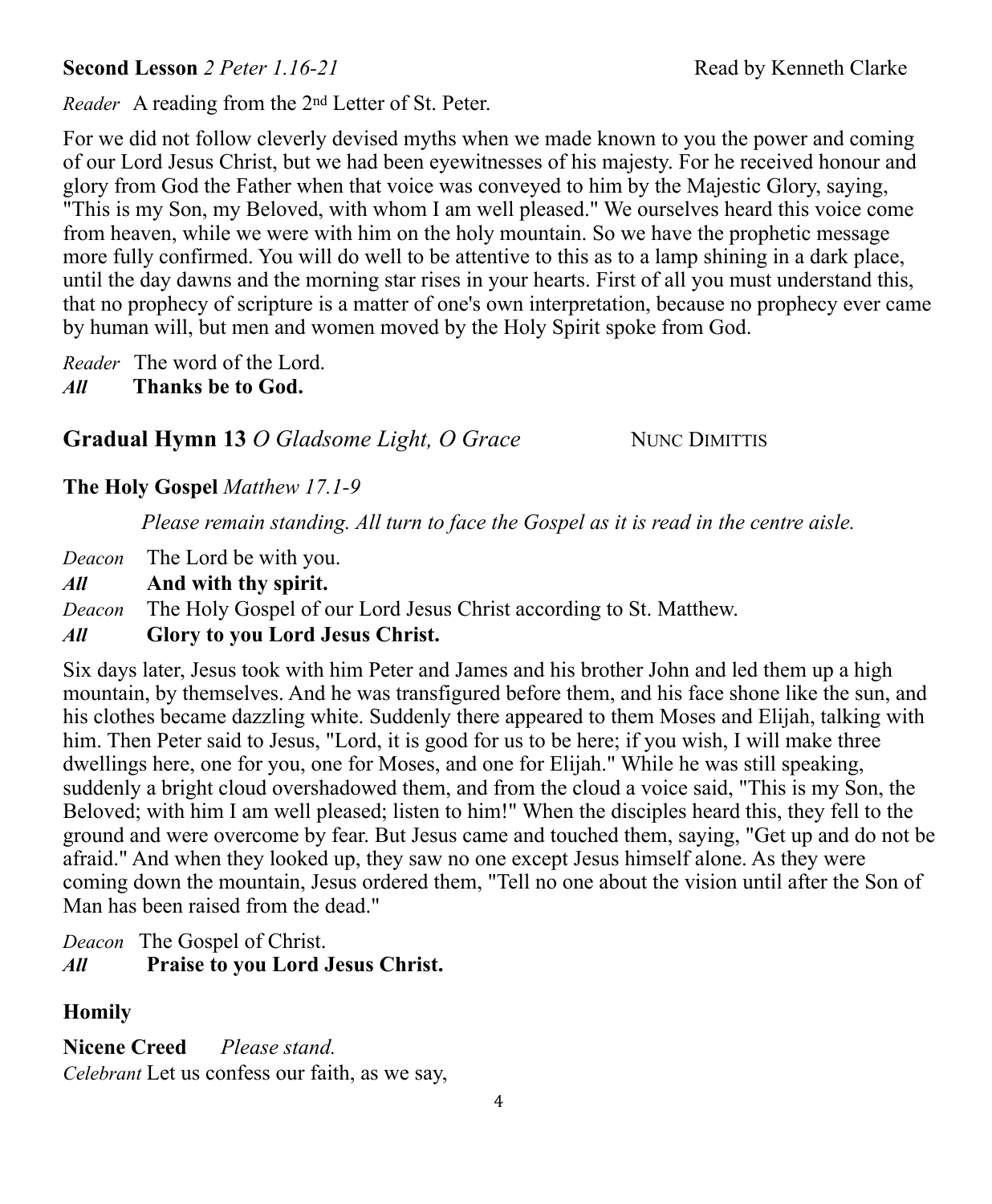**Second Lesson** *2 Peter 1.16-21* Read by Kenneth Clarke

*Reader* A reading from the 2nd Letter of St. Peter.

For we did not follow cleverly devised myths when we made known to you the power and coming of our Lord Jesus Christ, but we had been eyewitnesses of his majesty. For he received honour and glory from God the Father when that voice was conveyed to him by the Majestic Glory, saying, "This is my Son, my Beloved, with whom I am well pleased." We ourselves heard this voice come from heaven, while we were with him on the holy mountain. So we have the prophetic message more fully confirmed. You will do well to be attentive to this as to a lamp shining in a dark place, until the day dawns and the morning star rises in your hearts. First of all you must understand this, that no prophecy of scripture is a matter of one's own interpretation, because no prophecy ever came by human will, but men and women moved by the Holy Spirit spoke from God.

*Reader* The word of the Lord.
***All*** **Thanks be to God.**

## Gradual Hymn 13 *O Gladsome Light, O Grace* NUNC DIMITTIS

**The Holy Gospel** *Matthew 17.1-9*

*Please remain standing. All turn to face the Gospel as it is read in the centre aisle.*

*Deacon* The Lord be with you.
***All*** **And with thy spirit.**
*Deacon* The Holy Gospel of our Lord Jesus Christ according to St. Matthew.
***All*** **Glory to you Lord Jesus Christ.**

Six days later, Jesus took with him Peter and James and his brother John and led them up a high mountain, by themselves. And he was transfigured before them, and his face shone like the sun, and his clothes became dazzling white. Suddenly there appeared to them Moses and Elijah, talking with him. Then Peter said to Jesus, "Lord, it is good for us to be here; if you wish, I will make three dwellings here, one for you, one for Moses, and one for Elijah." While he was still speaking, suddenly a bright cloud overshadowed them, and from the cloud a voice said, "This is my Son, the Beloved; with him I am well pleased; listen to him!" When the disciples heard this, they fell to the ground and were overcome by fear. But Jesus came and touched them, saying, "Get up and do not be afraid." And when they looked up, they saw no one except Jesus himself alone. As they were coming down the mountain, Jesus ordered them, "Tell no one about the vision until after the Son of Man has been raised from the dead."

*Deacon* The Gospel of Christ.
***All*** **Praise to you Lord Jesus Christ.**

**Homily**

**Nicene Creed** *Please stand.*
*Celebrant* Let us confess our faith, as we say,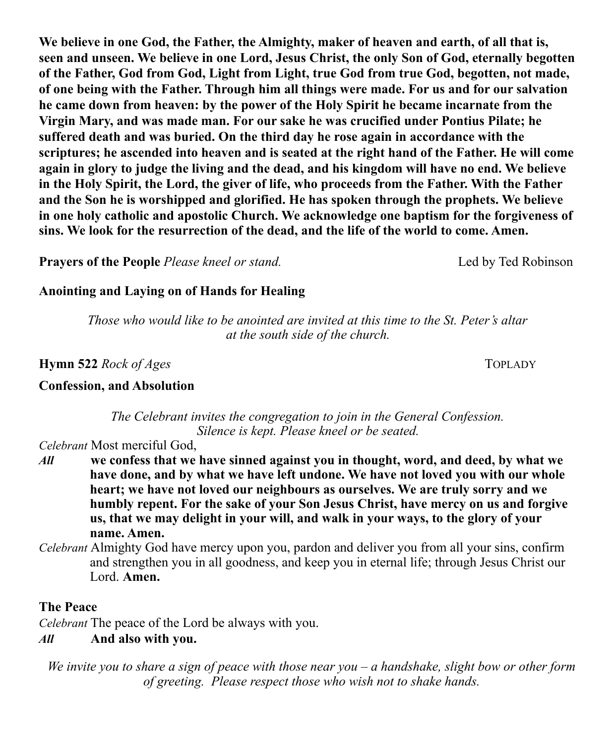**We believe in one God, the Father, the Almighty, maker of heaven and earth, of all that is, seen and unseen. We believe in one Lord, Jesus Christ, the only Son of God, eternally begotten of the Father, God from God, Light from Light, true God from true God, begotten, not made, of one being with the Father. Through him all things were made. For us and for our salvation he came down from heaven: by the power of the Holy Spirit he became incarnate from the Virgin Mary, and was made man. For our sake he was crucified under Pontius Pilate; he suffered death and was buried. On the third day he rose again in accordance with the scriptures; he ascended into heaven and is seated at the right hand of the Father. He will come again in glory to judge the living and the dead, and his kingdom will have no end. We believe in the Holy Spirit, the Lord, the giver of life, who proceeds from the Father. With the Father and the Son he is worshipped and glorified. He has spoken through the prophets. We believe in one holy catholic and apostolic Church. We acknowledge one baptism for the forgiveness of sins. We look for the resurrection of the dead, and the life of the world to come. Amen.**

**Prayers of the People** *Please kneel or stand.* Led by Ted Robinson

**Anointing and Laying on of Hands for Healing**

*Those who would like to be anointed are invited at this time to the St. Peter's altar at the south side of the church.*

**Hymn 522** *Rock of Ages* TOPLADY

**Confession, and Absolution**

*The Celebrant invites the congregation to join in the General Confession. Silence is kept. Please kneel or be seated.*

*Celebrant* Most merciful God,

***All*** **we confess that we have sinned against you in thought, word, and deed, by what we have done, and by what we have left undone. We have not loved you with our whole heart; we have not loved our neighbours as ourselves. We are truly sorry and we humbly repent. For the sake of your Son Jesus Christ, have mercy on us and forgive us, that we may delight in your will, and walk in your ways, to the glory of your name. Amen.**

*Celebrant* Almighty God have mercy upon you, pardon and deliver you from all your sins, confirm and strengthen you in all goodness, and keep you in eternal life; through Jesus Christ our Lord. **Amen.**

**The Peace**

*Celebrant* The peace of the Lord be always with you.

***All*** **And also with you.**

*We invite you to share a sign of peace with those near you – a handshake, slight bow or other form of greeting. Please respect those who wish not to shake hands.*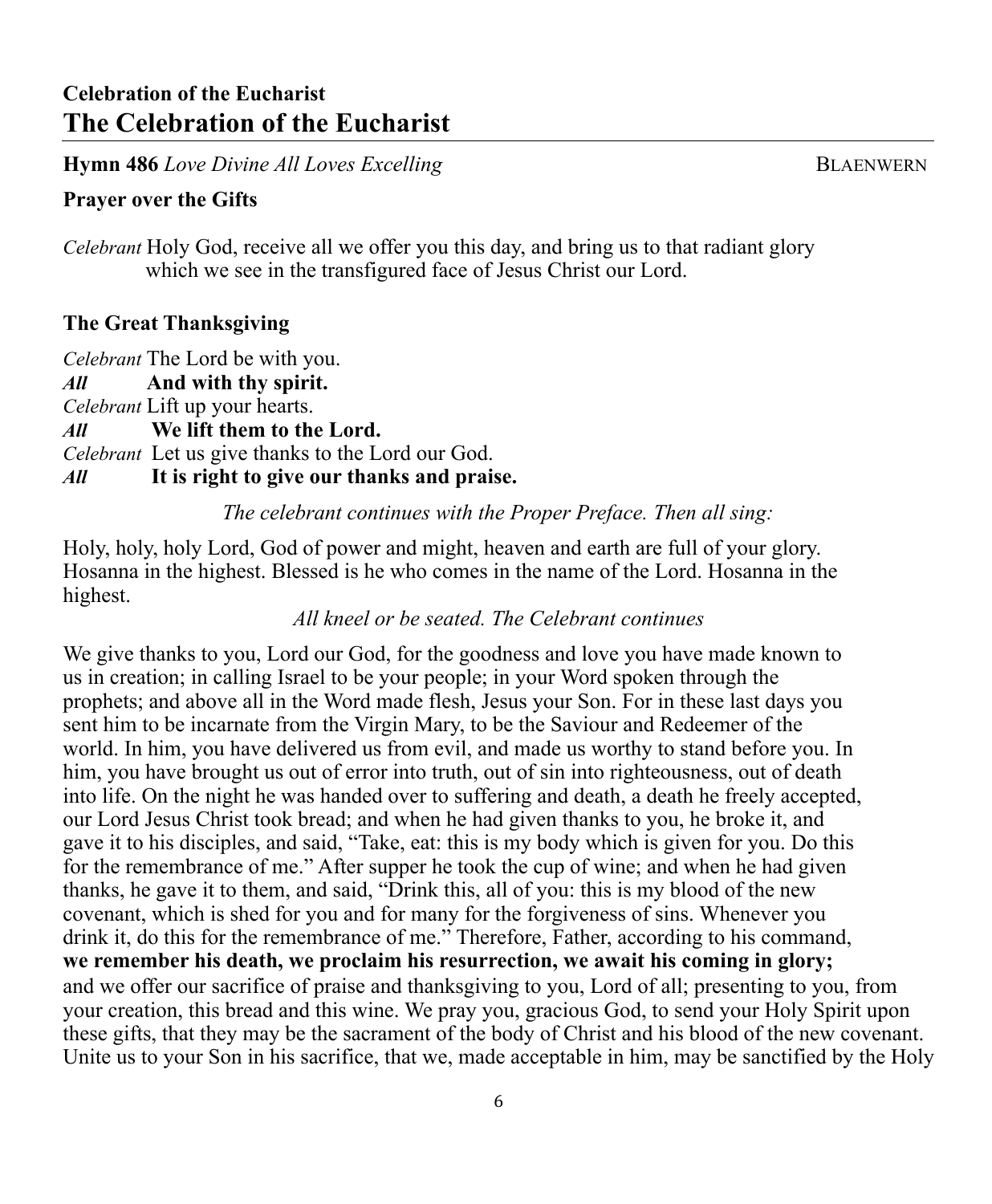**Celebration of the Eucharist**

## The Celebration of the Eucharist

**Hymn 486** *Love Divine All Loves Excelling* BLAENWERN

**Prayer over the Gifts**

*Celebrant* Holy God, receive all we offer you this day, and bring us to that radiant glory which we see in the transfigured face of Jesus Christ our Lord.

**The Great Thanksgiving**

*Celebrant* The Lord be with you.
***All*** **And with thy spirit.**
*Celebrant* Lift up your hearts.
***All*** **We lift them to the Lord.**
*Celebrant* Let us give thanks to the Lord our God.
***All*** **It is right to give our thanks and praise.**

*The celebrant continues with the Proper Preface. Then all sing:*

Holy, holy, holy Lord, God of power and might, heaven and earth are full of your glory. Hosanna in the highest. Blessed is he who comes in the name of the Lord. Hosanna in the highest.

*All kneel or be seated. The Celebrant continues*

We give thanks to you, Lord our God, for the goodness and love you have made known to us in creation; in calling Israel to be your people; in your Word spoken through the prophets; and above all in the Word made flesh, Jesus your Son. For in these last days you sent him to be incarnate from the Virgin Mary, to be the Saviour and Redeemer of the world. In him, you have delivered us from evil, and made us worthy to stand before you. In him, you have brought us out of error into truth, out of sin into righteousness, out of death into life. On the night he was handed over to suffering and death, a death he freely accepted, our Lord Jesus Christ took bread; and when he had given thanks to you, he broke it, and gave it to his disciples, and said, "Take, eat: this is my body which is given for you. Do this for the remembrance of me." After supper he took the cup of wine; and when he had given thanks, he gave it to them, and said, "Drink this, all of you: this is my blood of the new covenant, which is shed for you and for many for the forgiveness of sins. Whenever you drink it, do this for the remembrance of me." Therefore, Father, according to his command, **we remember his death, we proclaim his resurrection, we await his coming in glory;** and we offer our sacrifice of praise and thanksgiving to you, Lord of all; presenting to you, from your creation, this bread and this wine. We pray you, gracious God, to send your Holy Spirit upon these gifts, that they may be the sacrament of the body of Christ and his blood of the new covenant. Unite us to your Son in his sacrifice, that we, made acceptable in him, may be sanctified by the Holy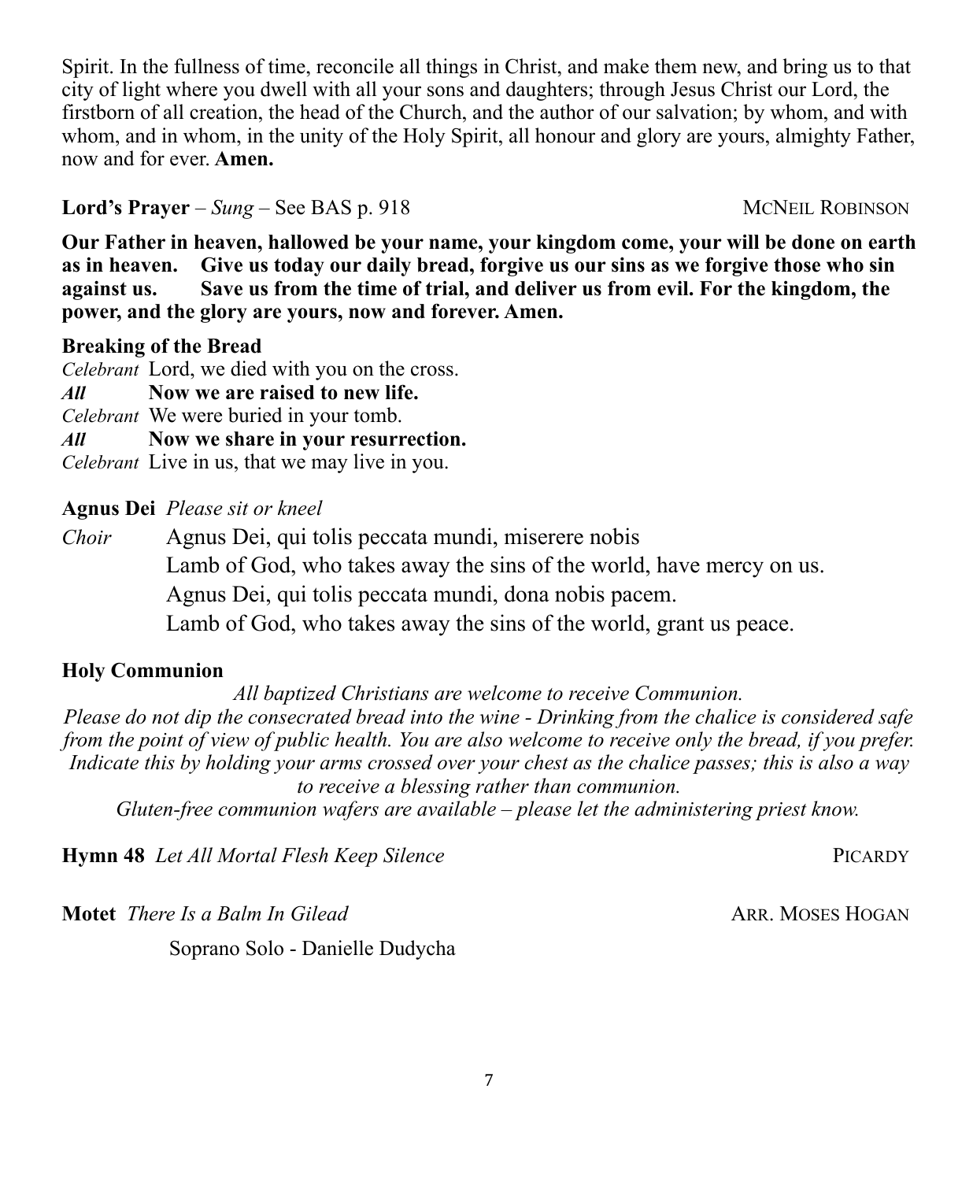Spirit. In the fullness of time, reconcile all things in Christ, and make them new, and bring us to that city of light where you dwell with all your sons and daughters; through Jesus Christ our Lord, the firstborn of all creation, the head of the Church, and the author of our salvation; by whom, and with whom, and in whom, in the unity of the Holy Spirit, all honour and glory are yours, almighty Father, now and for ever. **Amen.**

**Lord's Prayer** – *Sung* – See BAS p. 918 McNeil Robinson

**Our Father in heaven, hallowed be your name, your kingdom come, your will be done on earth as in heaven. Give us today our daily bread, forgive us our sins as we forgive those who sin against us. Save us from the time of trial, and deliver us from evil. For the kingdom, the power, and the glory are yours, now and forever. Amen.**

**Breaking of the Bread**

*Celebrant* Lord, we died with you on the cross.
***All*** **Now we are raised to new life.**
*Celebrant* We were buried in your tomb.
***All*** **Now we share in your resurrection.**
*Celebrant* Live in us, that we may live in you.

**Agnus Dei** *Please sit or kneel*

*Choir* Agnus Dei, qui tolis peccata mundi, miserere nobis
Lamb of God, who takes away the sins of the world, have mercy on us.
Agnus Dei, qui tolis peccata mundi, dona nobis pacem.
Lamb of God, who takes away the sins of the world, grant us peace.

**Holy Communion**

*All baptized Christians are welcome to receive Communion.*
*Please do not dip the consecrated bread into the wine - Drinking from the chalice is considered safe from the point of view of public health. You are also welcome to receive only the bread, if you prefer. Indicate this by holding your arms crossed over your chest as the chalice passes; this is also a way to receive a blessing rather than communion.*
*Gluten-free communion wafers are available – please let the administering priest know.*

**Hymn 48** *Let All Mortal Flesh Keep Silence* Picardy

**Motet** *There Is a Balm In Gilead* Arr. Moses Hogan

Soprano Solo - Danielle Dudycha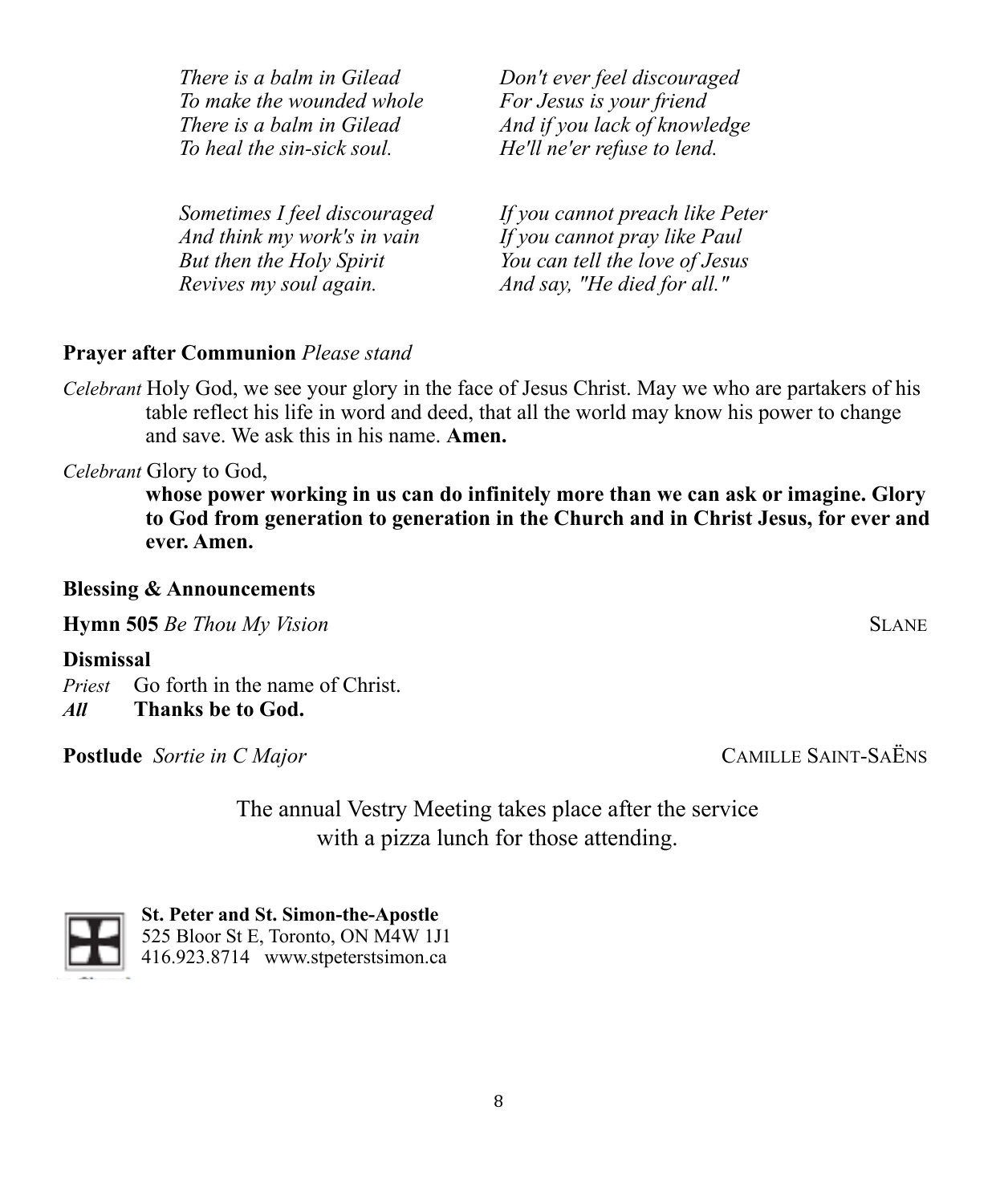*There is a balm in Gilead*
*To make the wounded whole*
*There is a balm in Gilead*
*To heal the sin-sick soul.*

*Sometimes I feel discouraged*
*And think my work's in vain*
*But then the Holy Spirit*
*Revives my soul again.*

*Don't ever feel discouraged*
*For Jesus is your friend*
*And if you lack of knowledge*
*He'll ne'er refuse to lend.*

*If you cannot preach like Peter*
*If you cannot pray like Paul*
*You can tell the love of Jesus*
*And say, "He died for all."*

**Prayer after Communion** *Please stand*

*Celebrant* Holy God, we see your glory in the face of Jesus Christ. May we who are partakers of his table reflect his life in word and deed, that all the world may know his power to change and save. We ask this in his name. **Amen.**

*Celebrant* Glory to God,
**whose power working in us can do infinitely more than we can ask or imagine. Glory to God from generation to generation in the Church and in Christ Jesus, for ever and ever. Amen.**

**Blessing & Announcements**

**Hymn 505** *Be Thou My Vision* SLANE

**Dismissal**

*Priest* Go forth in the name of Christ.
***All*** **Thanks be to God.**

**Postlude** *Sortie in C Major* CAMILLE SAINT-SAËNS

The annual Vestry Meeting takes place after the service
with a pizza lunch for those attending.

**St. Peter and St. Simon-the-Apostle**
525 Bloor St E, Toronto, ON M4W 1J1
416.923.8714 www.stpeterstsimon.ca